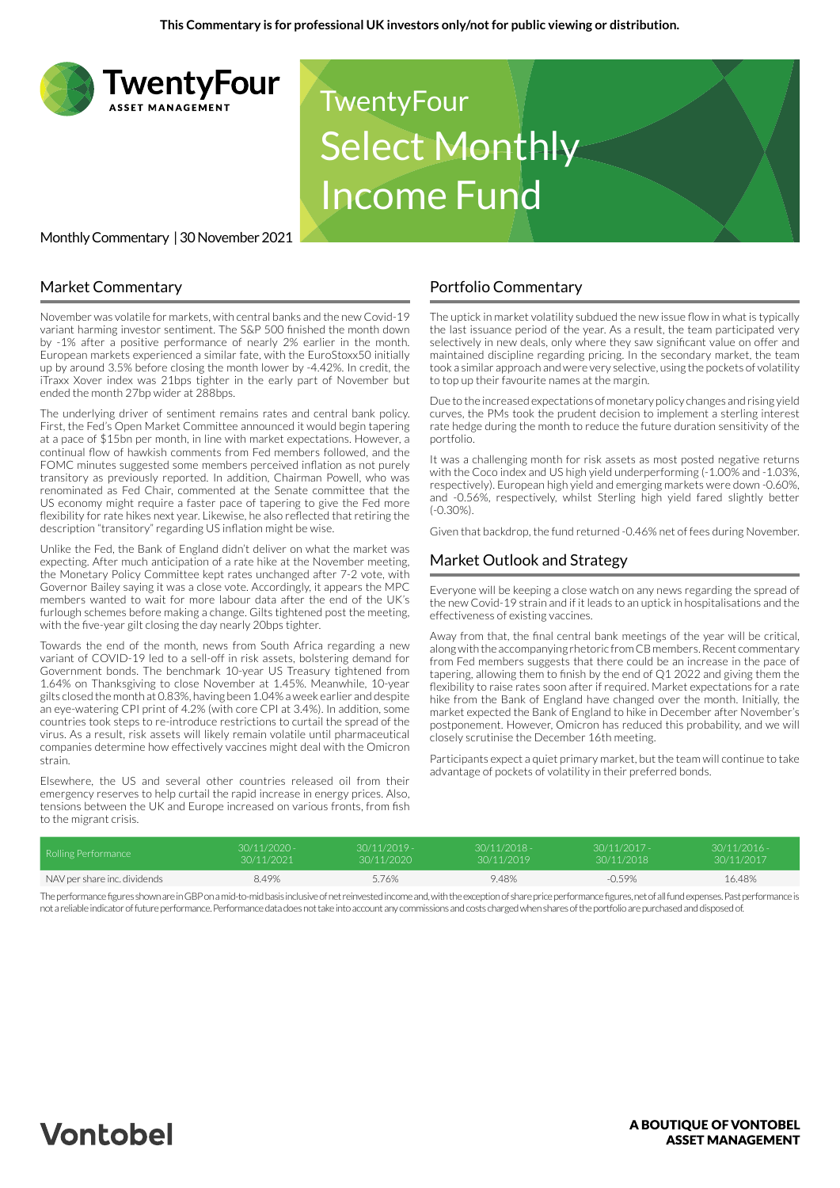This Commentary is for professional UK investors only/not for public viewing or distribution.

TwentyFour ASSET MANAGEMENT

# TwentyFour Select Monthly Income Fund

Monthly Commentary | 30 November 2021

## Market Commentary

November was volatile for markets, with central banks and the new Covid-19 variant harming investor sentiment. The S&P 500 finished the month down by -1% after a positive performance of nearly 2% earlier in the month. European markets experienced a similar fate, with the EuroStoxx50 initially up by around 3.5% before closing the month lower by -4.42%. In credit, the iTraxx Xover index was 21bps tighter in the early part of November but ended the month 27bp wider at 288bps.

The underlying driver of sentiment remains rates and central bank policy. First, the Fed's Open Market Committee announced it would begin tapering at a pace of $15bn per month, in line with market expectations. However, a continual flow of hawkish comments from Fed members followed, and the FOMC minutes suggested some members perceived inflation as not purely transitory as previously reported. In addition, Chairman Powell, who was renominated as Fed Chair, commented at the Senate committee that the US economy might require a faster pace of tapering to give the Fed more flexibility for rate hikes next year. Likewise, he also reflected that retiring the description "transitory" regarding US inflation might be wise.

Unlike the Fed, the Bank of England didn't deliver on what the market was expecting. After much anticipation of a rate hike at the November meeting, the Monetary Policy Committee kept rates unchanged after 7-2 vote, with Governor Bailey saying it was a close vote. Accordingly, it appears the MPC members wanted to wait for more labour data after the end of the UK's furlough schemes before making a change. Gilts tightened post the meeting, with the five-year gilt closing the day nearly 20bps tighter.

Towards the end of the month, news from South Africa regarding a new variant of COVID-19 led to a sell-off in risk assets, bolstering demand for Government bonds. The benchmark 10-year US Treasury tightened from 1.64% on Thanksgiving to close November at 1.45%. Meanwhile, 10-year gilts closed the month at 0.83%, having been 1.04% a week earlier and despite an eye-watering CPI print of 4.2% (with core CPI at 3.4%). In addition, some countries took steps to re-introduce restrictions to curtail the spread of the virus. As a result, risk assets will likely remain volatile until pharmaceutical companies determine how effectively vaccines might deal with the Omicron strain.

Elsewhere, the US and several other countries released oil from their emergency reserves to help curtail the rapid increase in energy prices. Also, tensions between the UK and Europe increased on various fronts, from fish to the migrant crisis.

## Portfolio Commentary

The uptick in market volatility subdued the new issue flow in what is typically the last issuance period of the year. As a result, the team participated very selectively in new deals, only where they saw significant value on offer and maintained discipline regarding pricing. In the secondary market, the team took a similar approach and were very selective, using the pockets of volatility to top up their favourite names at the margin.

Due to the increased expectations of monetary policy changes and rising yield curves, the PMs took the prudent decision to implement a sterling interest rate hedge during the month to reduce the future duration sensitivity of the portfolio.

It was a challenging month for risk assets as most posted negative returns with the Coco index and US high yield underperforming (-1.00% and -1.03%, respectively). European high yield and emerging markets were down -0.60%, and -0.56%, respectively, whilst Sterling high yield fared slightly better (-0.30%).

Given that backdrop, the fund returned -0.46% net of fees during November.

## Market Outlook and Strategy

Everyone will be keeping a close watch on any news regarding the spread of the new Covid-19 strain and if it leads to an uptick in hospitalisations and the effectiveness of existing vaccines.

Away from that, the final central bank meetings of the year will be critical, along with the accompanying rhetoric from CB members. Recent commentary from Fed members suggests that there could be an increase in the pace of tapering, allowing them to finish by the end of Q1 2022 and giving them the flexibility to raise rates soon after if required. Market expectations for a rate hike from the Bank of England have changed over the month. Initially, the market expected the Bank of England to hike in December after November's postponement. However, Omicron has reduced this probability, and we will closely scrutinise the December 16th meeting.

Participants expect a quiet primary market, but the team will continue to take advantage of pockets of volatility in their preferred bonds.

| Rolling Performance | 30/11/2020 - 30/11/2021 | 30/11/2019 - 30/11/2020 | 30/11/2018 - 30/11/2019 | 30/11/2017 - 30/11/2018 | 30/11/2016 - 30/11/2017 |
|---|---|---|---|---|---|
| NAV per share inc. dividends | 8.49% | 5.76% | 9.48% | -0.59% | 16.48% |

The performance figures shown are in GBP on a mid-to-mid basis inclusive of net reinvested income and, with the exception of share price performance figures, net of all fund expenses. Past performance is not a reliable indicator of future performance. Performance data does not take into account any commissions and costs charged when shares of the portfolio are purchased and disposed of.

Vontobel

A BOUTIQUE OF VONTOBEL ASSET MANAGEMENT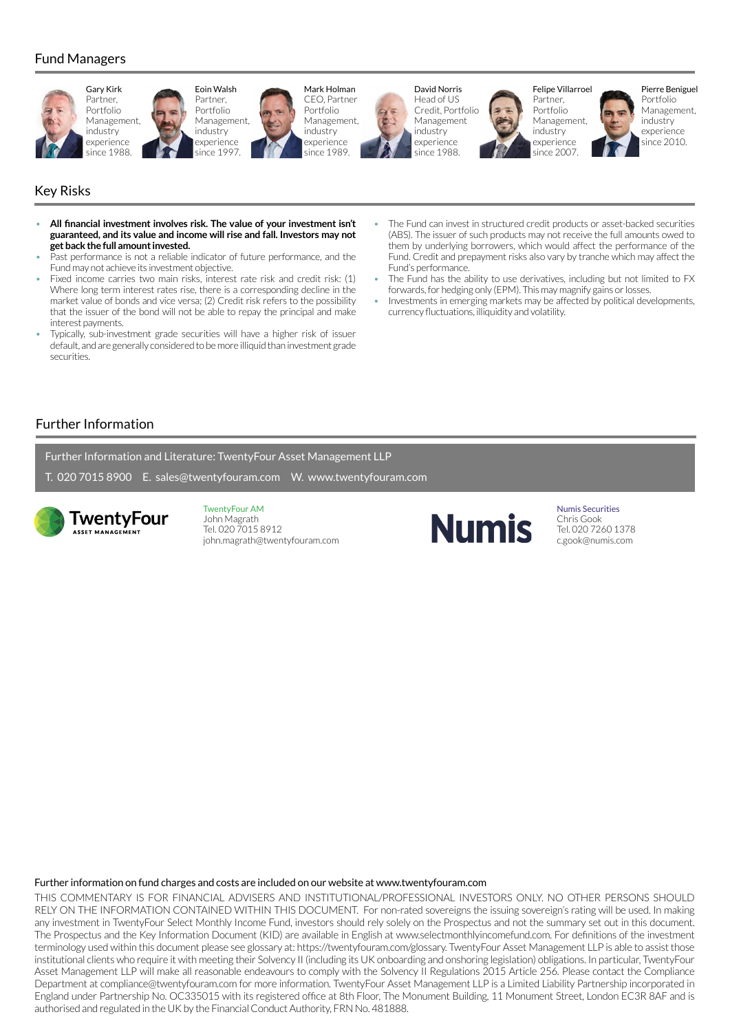## Fund Managers

Gary Kirk
Partner, Portfolio Management, industry experience since 1988.

Eoin Walsh
Partner, Portfolio Management, industry experience since 1997.

Mark Holman
CEO, Partner Portfolio Management, industry experience since 1989.

David Norris
Head of US Credit, Portfolio Management industry experience since 1988.

Felipe Villarroel
Partner, Portfolio Management, industry experience since 2007.

Pierre Beniguel
Portfolio Management, industry experience since 2010.

## Key Risks

- **All financial investment involves risk. The value of your investment isn't guaranteed, and its value and income will rise and fall. Investors may not get back the full amount invested.**
- Past performance is not a reliable indicator of future performance, and the Fund may not achieve its investment objective.
- Fixed income carries two main risks, interest rate risk and credit risk: (1) Where long term interest rates rise, there is a corresponding decline in the market value of bonds and vice versa; (2) Credit risk refers to the possibility that the issuer of the bond will not be able to repay the principal and make interest payments.
- Typically, sub-investment grade securities will have a higher risk of issuer default, and are generally considered to be more illiquid than investment grade securities.
- The Fund can invest in structured credit products or asset-backed securities (ABS). The issuer of such products may not receive the full amounts owed to them by underlying borrowers, which would affect the performance of the Fund. Credit and prepayment risks also vary by tranche which may affect the Fund's performance.
- The Fund has the ability to use derivatives, including but not limited to FX forwards, for hedging only (EPM). This may magnify gains or losses.
- Investments in emerging markets may be affected by political developments, currency fluctuations, illiquidity and volatility.

## Further Information

Further Information and Literature: TwentyFour Asset Management LLP

T. 020 7015 8900 E. sales@twentyfouram.com W. www.twentyfouram.com

TwentyFour ASSET MANAGEMENT

TwentyFour AM
John Magrath
Tel. 020 7015 8912
john.magrath@twentyfouram.com

Numis

Numis Securities
Chris Gook
Tel. 020 7260 1378
c.gook@numis.com

Further information on fund charges and costs are included on our website at www.twentyfouram.com

THIS COMMENTARY IS FOR FINANCIAL ADVISERS AND INSTITUTIONAL/PROFESSIONAL INVESTORS ONLY. NO OTHER PERSONS SHOULD RELY ON THE INFORMATION CONTAINED WITHIN THIS DOCUMENT. For non-rated sovereigns the issuing sovereign's rating will be used. In making any investment in TwentyFour Select Monthly Income Fund, investors should rely solely on the Prospectus and not the summary set out in this document. The Prospectus and the Key Information Document (KID) are available in English at www.selectmonthlyincomefund.com. For definitions of the investment terminology used within this document please see glossary at: https://twentyfouram.com/glossary. TwentyFour Asset Management LLP is able to assist those institutional clients who require it with meeting their Solvency II (including its UK onboarding and onshoring legislation) obligations. In particular, TwentyFour Asset Management LLP will make all reasonable endeavours to comply with the Solvency II Regulations 2015 Article 256. Please contact the Compliance Department at compliance@twentyfouram.com for more information. TwentyFour Asset Management LLP is a Limited Liability Partnership incorporated in England under Partnership No. OC335015 with its registered office at 8th Floor, The Monument Building, 11 Monument Street, London EC3R 8AF and is authorised and regulated in the UK by the Financial Conduct Authority, FRN No. 481888.